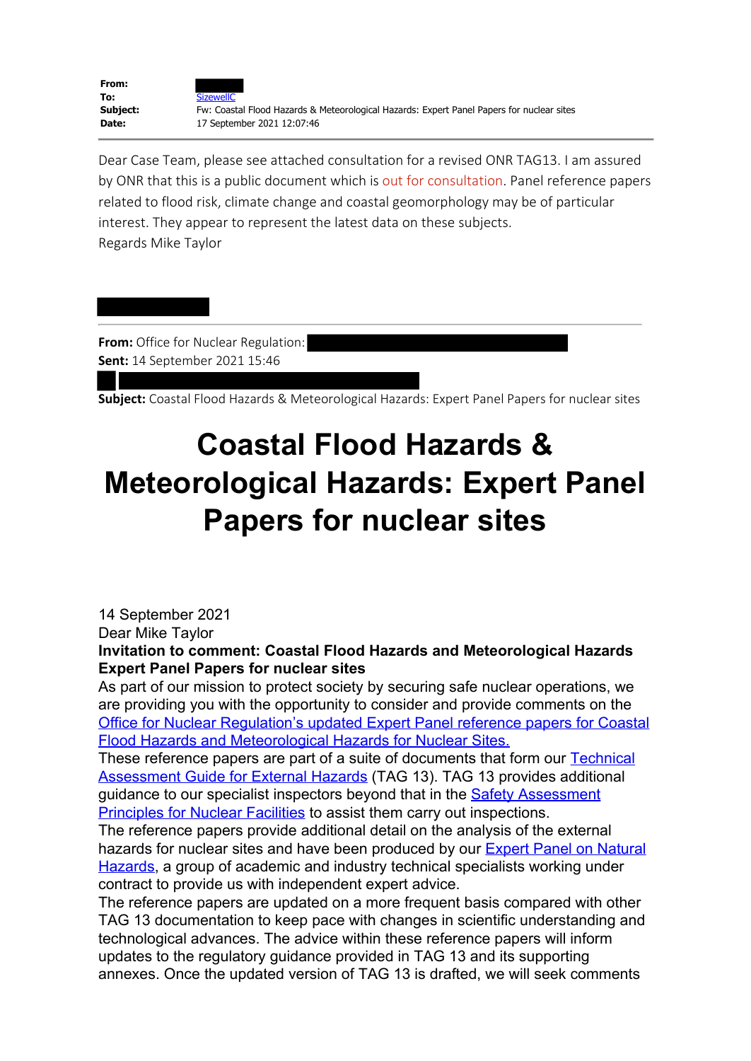**From:**
**To:** SizewellC
**Subject:** Fw: Coastal Flood Hazards & Meteorological Hazards: Expert Panel Papers for nuclear sites
**Date:** 17 September 2021 12:07:46

Dear Case Team, please see attached consultation for a revised ONR TAG13. I am assured by ONR that this is a public document which is out for consultation. Panel reference papers related to flood risk, climate change and coastal geomorphology may be of particular interest. They appear to represent the latest data on these subjects.
Regards Mike Taylor

**From:** Office for Nuclear Regulation:
**Sent:** 14 September 2021 15:46

**Subject:** Coastal Flood Hazards & Meteorological Hazards: Expert Panel Papers for nuclear sites

# Coastal Flood Hazards & Meteorological Hazards: Expert Panel Papers for nuclear sites

14 September 2021
Dear Mike Taylor
**Invitation to comment: Coastal Flood Hazards and Meteorological Hazards Expert Panel Papers for nuclear sites**
As part of our mission to protect society by securing safe nuclear operations, we are providing you with the opportunity to consider and provide comments on the Office for Nuclear Regulation's updated Expert Panel reference papers for Coastal Flood Hazards and Meteorological Hazards for Nuclear Sites.
These reference papers are part of a suite of documents that form our Technical Assessment Guide for External Hazards (TAG 13). TAG 13 provides additional guidance to our specialist inspectors beyond that in the Safety Assessment Principles for Nuclear Facilities to assist them carry out inspections.
The reference papers provide additional detail on the analysis of the external hazards for nuclear sites and have been produced by our Expert Panel on Natural Hazards, a group of academic and industry technical specialists working under contract to provide us with independent expert advice.
The reference papers are updated on a more frequent basis compared with other TAG 13 documentation to keep pace with changes in scientific understanding and technological advances. The advice within these reference papers will inform updates to the regulatory guidance provided in TAG 13 and its supporting annexes. Once the updated version of TAG 13 is drafted, we will seek comments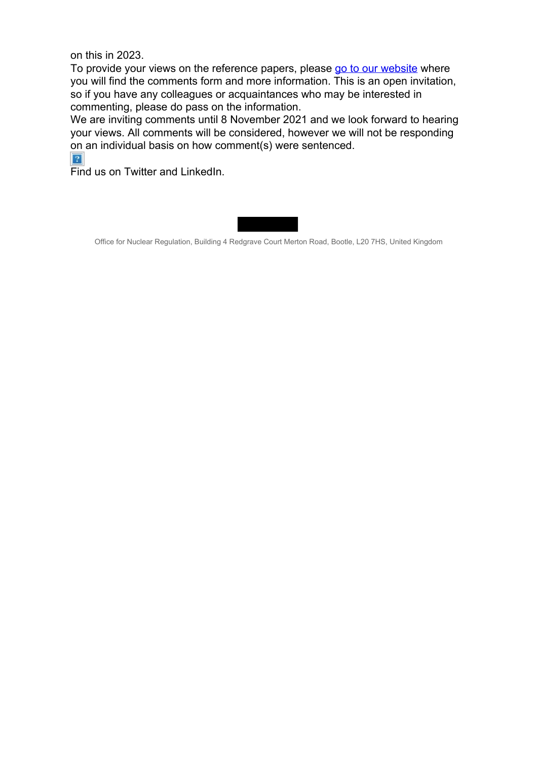on this in 2023.

To provide your views on the reference papers, please go to our website where you will find the comments form and more information. This is an open invitation, so if you have any colleagues or acquaintances who may be interested in commenting, please do pass on the information.

We are inviting comments until 8 November 2021 and we look forward to hearing your views. All comments will be considered, however we will not be responding on an individual basis on how comment(s) were sentenced.

Find us on Twitter and LinkedIn.

Office for Nuclear Regulation, Building 4 Redgrave Court Merton Road, Bootle, L20 7HS, United Kingdom